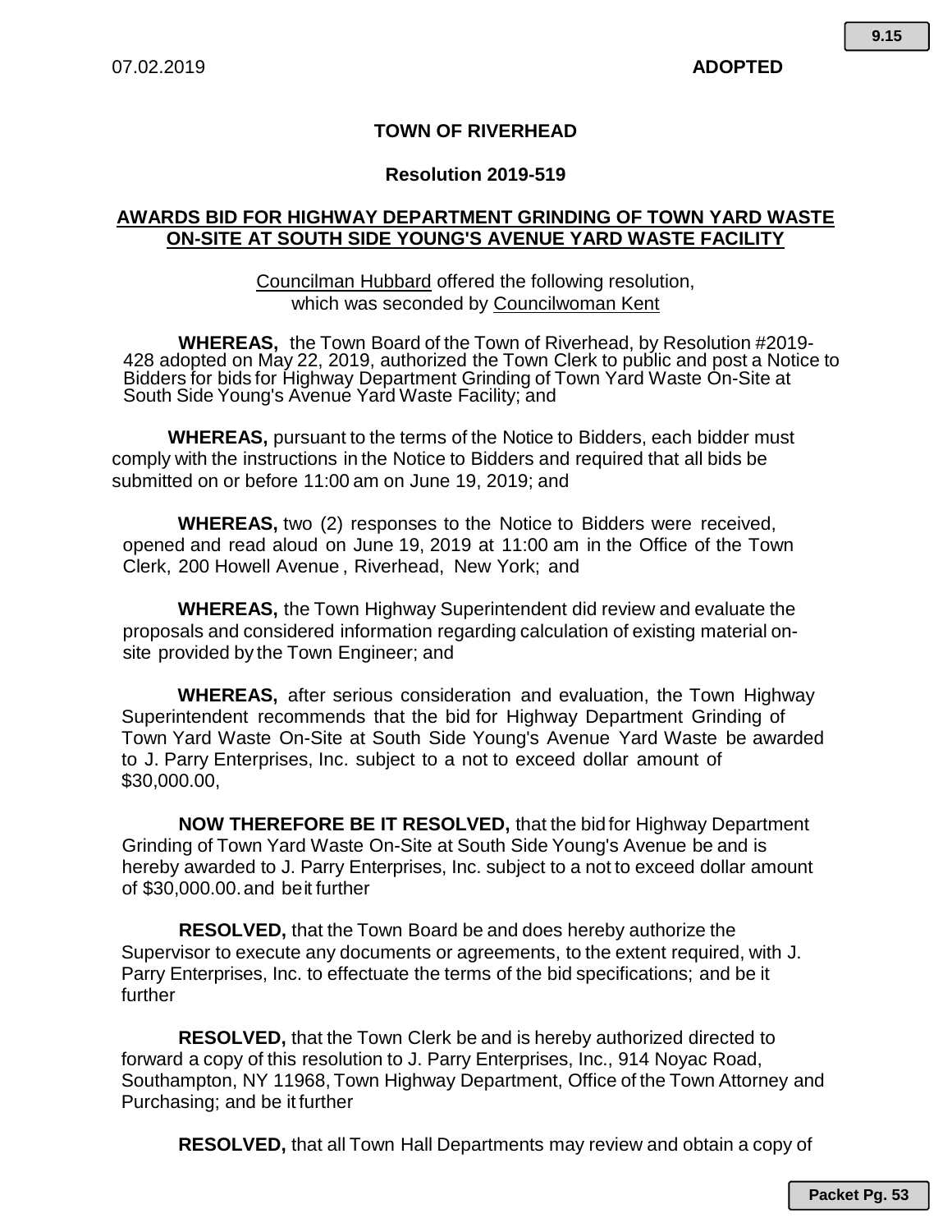07.02.2019 **ADOPTED**

**TOWN OF RIVERHEAD**

**Resolution 2019-519**

**AWARDS BID FOR HIGHWAY DEPARTMENT GRINDING OF TOWN YARD WASTE ON-SITE AT SOUTH SIDE YOUNG'S AVENUE YARD WASTE FACILITY**

Councilman Hubbard offered the following resolution, which was seconded by Councilwoman Kent

**WHEREAS,** the Town Board of the Town of Riverhead, by Resolution #2019-428 adopted on May 22, 2019, authorized the Town Clerk to public and post a Notice to Bidders for bids for Highway Department Grinding of Town Yard Waste On-Site at South Side Young's Avenue Yard Waste Facility; and

**WHEREAS,** pursuant to the terms of the Notice to Bidders, each bidder must comply with the instructions in the Notice to Bidders and required that all bids be submitted on or before 11:00 am on June 19, 2019; and

**WHEREAS,** two (2) responses to the Notice to Bidders were received, opened and read aloud on June 19, 2019 at 11:00 am in the Office of the Town Clerk, 200 Howell Avenue , Riverhead, New York; and

**WHEREAS,** the Town Highway Superintendent did review and evaluate the proposals and considered information regarding calculation of existing material on-site provided by the Town Engineer; and

**WHEREAS,** after serious consideration and evaluation, the Town Highway Superintendent recommends that the bid for Highway Department Grinding of Town Yard Waste On-Site at South Side Young's Avenue Yard Waste be awarded to J. Parry Enterprises, Inc. subject to a not to exceed dollar amount of $30,000.00,

**NOW THEREFORE BE IT RESOLVED,** that the bid for Highway Department Grinding of Town Yard Waste On-Site at South Side Young's Avenue be and is hereby awarded to J. Parry Enterprises, Inc. subject to a not to exceed dollar amount of $30,000.00. and be it further

**RESOLVED,** that the Town Board be and does hereby authorize the Supervisor to execute any documents or agreements, to the extent required, with J. Parry Enterprises, Inc. to effectuate the terms of the bid specifications; and be it further

**RESOLVED,** that the Town Clerk be and is hereby authorized directed to forward a copy of this resolution to J. Parry Enterprises, Inc., 914 Noyac Road, Southampton, NY 11968, Town Highway Department, Office of the Town Attorney and Purchasing; and be it further

**RESOLVED,** that all Town Hall Departments may review and obtain a copy of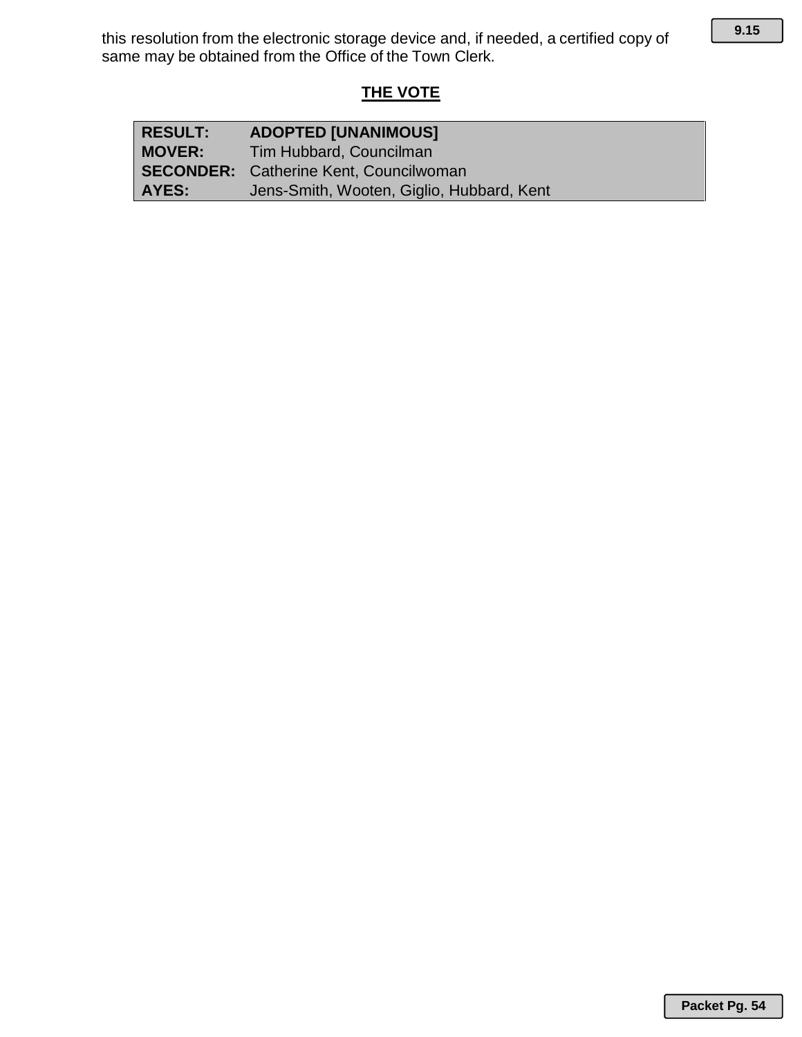this resolution from the electronic storage device and, if needed, a certified copy of same may be obtained from the Office of the Town Clerk.

## THE VOTE

| | |
|---|---|
| **RESULT:** | **ADOPTED [UNANIMOUS]** |
| **MOVER:** | Tim Hubbard, Councilman |
| **SECONDER:** | Catherine Kent, Councilwoman |
| **AYES:** | Jens-Smith, Wooten, Giglio, Hubbard, Kent |